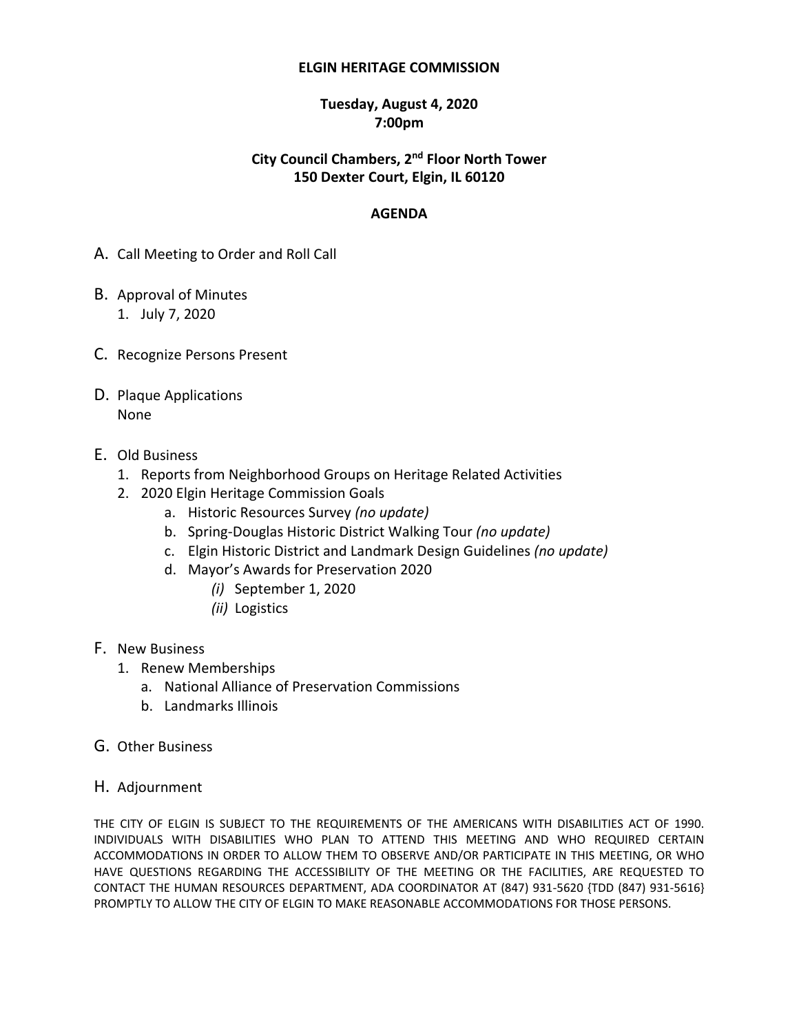# ELGIN HERITAGE COMMISSION

**Tuesday, August 4, 2020**
**7:00pm**

**City Council Chambers, 2nd Floor North Tower**
**150 Dexter Court, Elgin, IL 60120**

## AGENDA

A. Call Meeting to Order and Roll Call

B. Approval of Minutes
   1. July 7, 2020

C. Recognize Persons Present

D. Plaque Applications
   None

E. Old Business
   1. Reports from Neighborhood Groups on Heritage Related Activities
   2. 2020 Elgin Heritage Commission Goals
      a. Historic Resources Survey *(no update)*
      b. Spring-Douglas Historic District Walking Tour *(no update)*
      c. Elgin Historic District and Landmark Design Guidelines *(no update)*
      d. Mayor's Awards for Preservation 2020
         *(i)* September 1, 2020
         *(ii)* Logistics

F. New Business
   1. Renew Memberships
      a. National Alliance of Preservation Commissions
      b. Landmarks Illinois

G. Other Business

H. Adjournment

THE CITY OF ELGIN IS SUBJECT TO THE REQUIREMENTS OF THE AMERICANS WITH DISABILITIES ACT OF 1990. INDIVIDUALS WITH DISABILITIES WHO PLAN TO ATTEND THIS MEETING AND WHO REQUIRED CERTAIN ACCOMMODATIONS IN ORDER TO ALLOW THEM TO OBSERVE AND/OR PARTICIPATE IN THIS MEETING, OR WHO HAVE QUESTIONS REGARDING THE ACCESSIBILITY OF THE MEETING OR THE FACILITIES, ARE REQUESTED TO CONTACT THE HUMAN RESOURCES DEPARTMENT, ADA COORDINATOR AT (847) 931-5620 {TDD (847) 931-5616} PROMPTLY TO ALLOW THE CITY OF ELGIN TO MAKE REASONABLE ACCOMMODATIONS FOR THOSE PERSONS.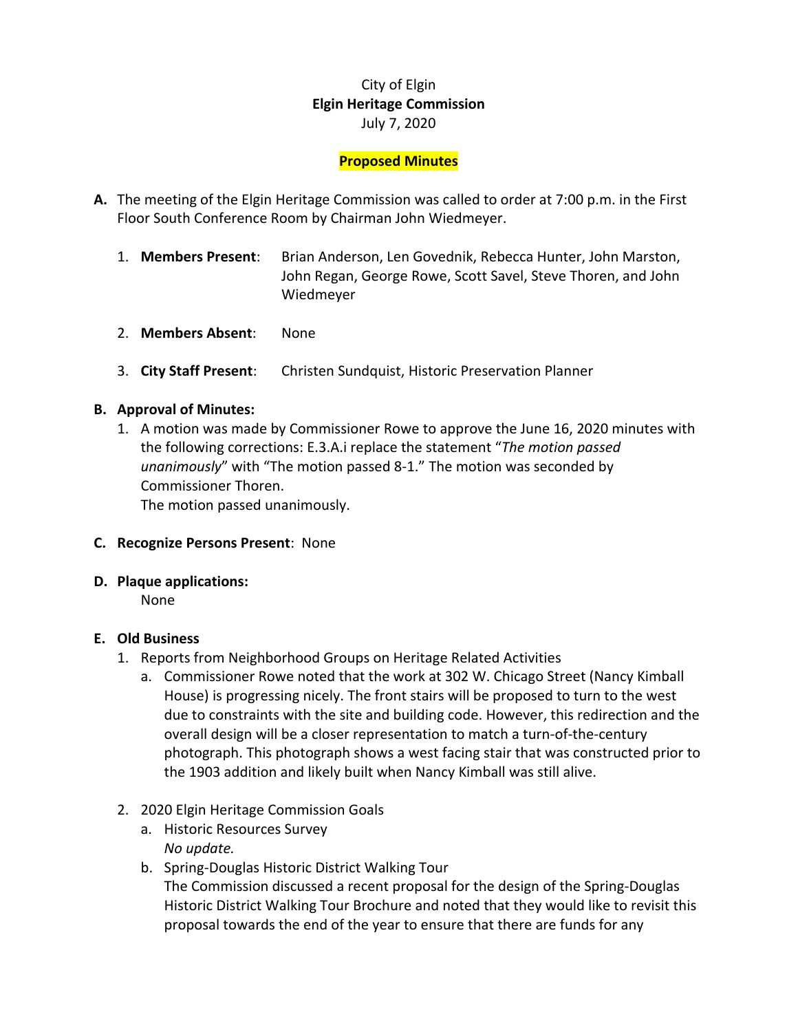City of Elgin

**Elgin Heritage Commission**

July 7, 2020

**Proposed Minutes**

**A.** The meeting of the Elgin Heritage Commission was called to order at 7:00 p.m. in the First Floor South Conference Room by Chairman John Wiedmeyer.

1. **Members Present**: Brian Anderson, Len Govednik, Rebecca Hunter, John Marston, John Regan, George Rowe, Scott Savel, Steve Thoren, and John Wiedmeyer
2. **Members Absent**: None
3. **City Staff Present**: Christen Sundquist, Historic Preservation Planner

**B. Approval of Minutes:**

1. A motion was made by Commissioner Rowe to approve the June 16, 2020 minutes with the following corrections: E.3.A.i replace the statement "*The motion passed unanimously*" with "The motion passed 8-1." The motion was seconded by Commissioner Thoren.
   The motion passed unanimously.

**C. Recognize Persons Present**: None

**D. Plaque applications:**

None

**E. Old Business**

1. Reports from Neighborhood Groups on Heritage Related Activities
   a. Commissioner Rowe noted that the work at 302 W. Chicago Street (Nancy Kimball House) is progressing nicely. The front stairs will be proposed to turn to the west due to constraints with the site and building code. However, this redirection and the overall design will be a closer representation to match a turn-of-the-century photograph. This photograph shows a west facing stair that was constructed prior to the 1903 addition and likely built when Nancy Kimball was still alive.
2. 2020 Elgin Heritage Commission Goals
   a. Historic Resources Survey
   *No update.*
   b. Spring-Douglas Historic District Walking Tour
   The Commission discussed a recent proposal for the design of the Spring-Douglas Historic District Walking Tour Brochure and noted that they would like to revisit this proposal towards the end of the year to ensure that there are funds for any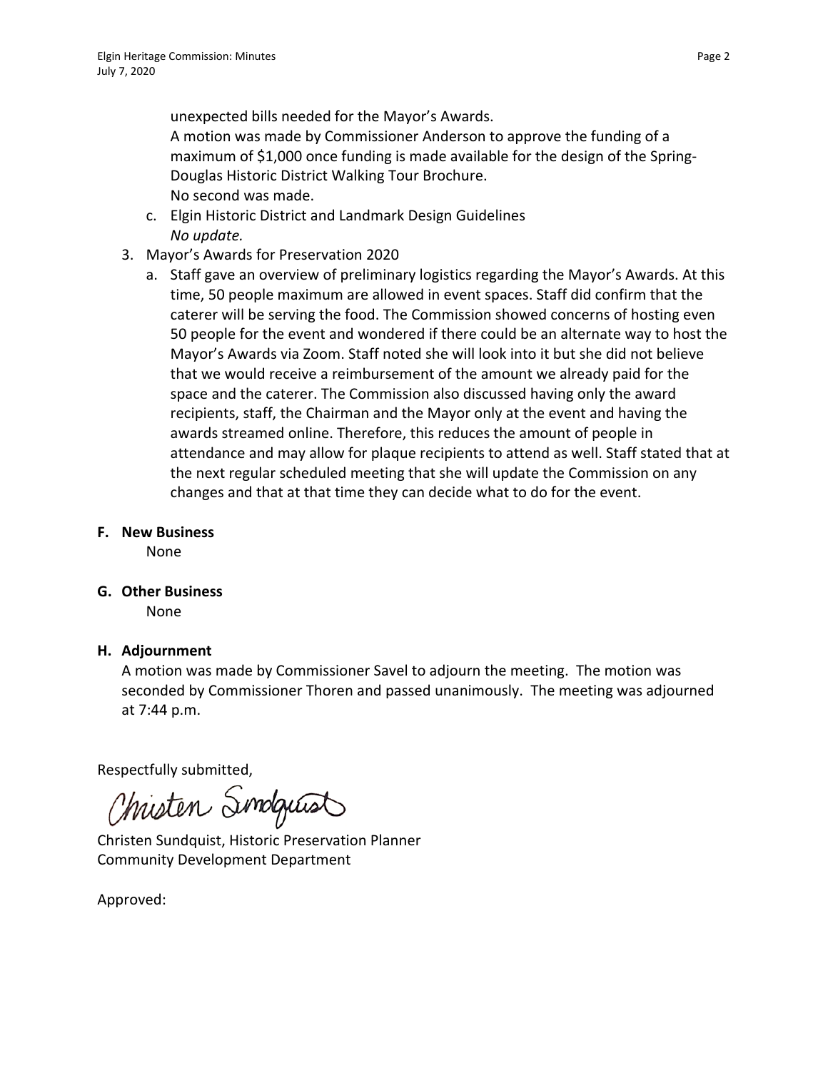unexpected bills needed for the Mayor's Awards.
A motion was made by Commissioner Anderson to approve the funding of a maximum of $1,000 once funding is made available for the design of the Spring-Douglas Historic District Walking Tour Brochure.
No second was made.

c. Elgin Historic District and Landmark Design Guidelines
*No update.*

3. Mayor's Awards for Preservation 2020
   a. Staff gave an overview of preliminary logistics regarding the Mayor's Awards. At this time, 50 people maximum are allowed in event spaces. Staff did confirm that the caterer will be serving the food. The Commission showed concerns of hosting even 50 people for the event and wondered if there could be an alternate way to host the Mayor's Awards via Zoom. Staff noted she will look into it but she did not believe that we would receive a reimbursement of the amount we already paid for the space and the caterer. The Commission also discussed having only the award recipients, staff, the Chairman and the Mayor only at the event and having the awards streamed online. Therefore, this reduces the amount of people in attendance and may allow for plaque recipients to attend as well. Staff stated that at the next regular scheduled meeting that she will update the Commission on any changes and that at that time they can decide what to do for the event.

**F. New Business**

None

**G. Other Business**

None

**H. Adjournment**

A motion was made by Commissioner Savel to adjourn the meeting. The motion was seconded by Commissioner Thoren and passed unanimously. The meeting was adjourned at 7:44 p.m.

Respectfully submitted,

Christen Sundquist

Christen Sundquist, Historic Preservation Planner
Community Development Department

Approved: